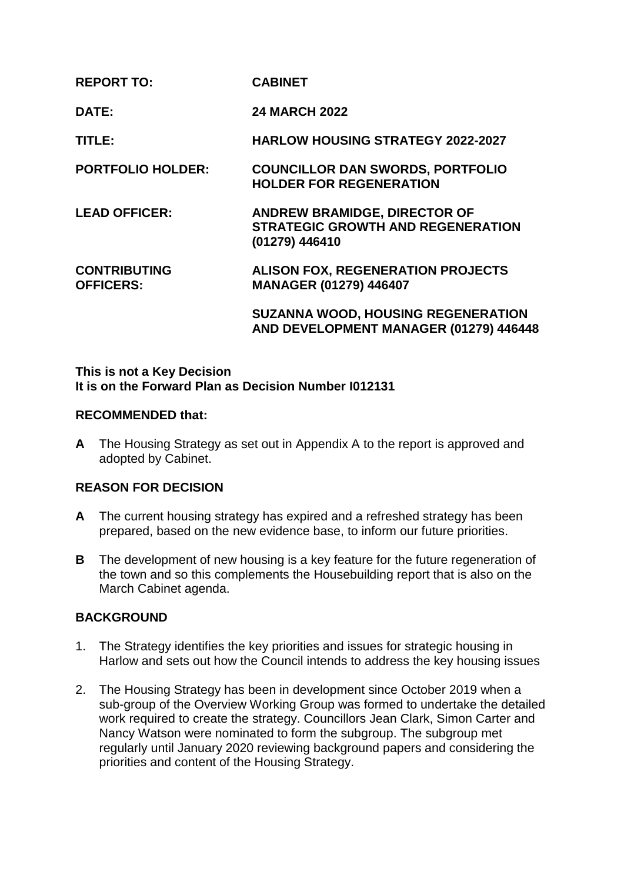| | |
|---|---|
| **REPORT TO:** | **CABINET** |
| **DATE:** | **24 MARCH 2022** |
| **TITLE:** | **HARLOW HOUSING STRATEGY 2022-2027** |
| **PORTFOLIO HOLDER:** | **COUNCILLOR DAN SWORDS, PORTFOLIO HOLDER FOR REGENERATION** |
| **LEAD OFFICER:** | **ANDREW BRAMIDGE, DIRECTOR OF STRATEGIC GROWTH AND REGENERATION (01279) 446410** |
| **CONTRIBUTING OFFICERS:** | **ALISON FOX, REGENERATION PROJECTS MANAGER (01279) 446407** |
| | **SUZANNA WOOD, HOUSING REGENERATION AND DEVELOPMENT MANAGER (01279) 446448** |

**This is not a Key Decision**
**It is on the Forward Plan as Decision Number I012131**

**RECOMMENDED that:**

**A** The Housing Strategy as set out in Appendix A to the report is approved and adopted by Cabinet.

**REASON FOR DECISION**

**A** The current housing strategy has expired and a refreshed strategy has been prepared, based on the new evidence base, to inform our future priorities.

**B** The development of new housing is a key feature for the future regeneration of the town and so this complements the Housebuilding report that is also on the March Cabinet agenda.

**BACKGROUND**

1. The Strategy identifies the key priorities and issues for strategic housing in Harlow and sets out how the Council intends to address the key housing issues

2. The Housing Strategy has been in development since October 2019 when a sub-group of the Overview Working Group was formed to undertake the detailed work required to create the strategy. Councillors Jean Clark, Simon Carter and Nancy Watson were nominated to form the subgroup. The subgroup met regularly until January 2020 reviewing background papers and considering the priorities and content of the Housing Strategy.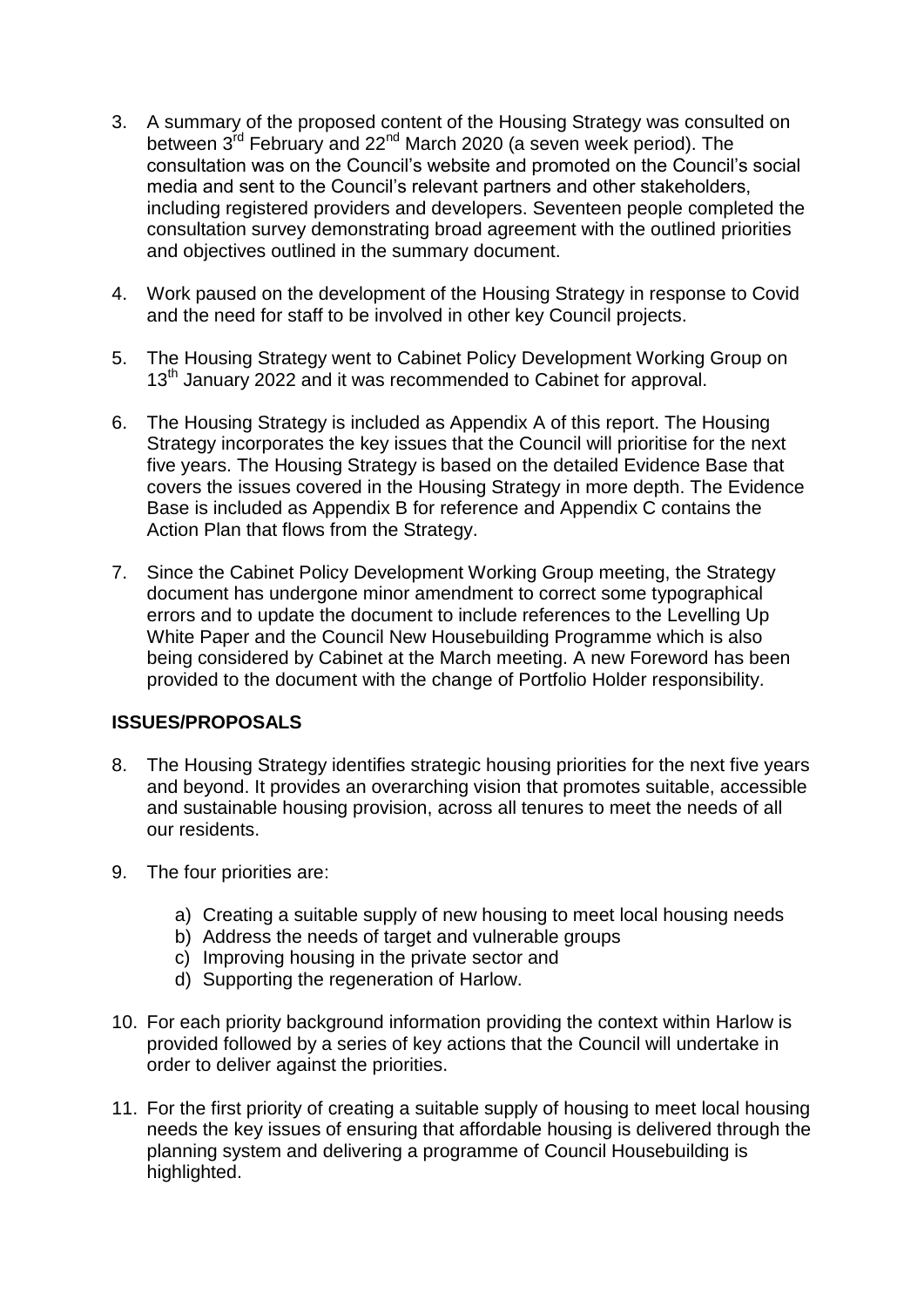3. A summary of the proposed content of the Housing Strategy was consulted on between 3rd February and 22nd March 2020 (a seven week period). The consultation was on the Council's website and promoted on the Council's social media and sent to the Council's relevant partners and other stakeholders, including registered providers and developers. Seventeen people completed the consultation survey demonstrating broad agreement with the outlined priorities and objectives outlined in the summary document.

4. Work paused on the development of the Housing Strategy in response to Covid and the need for staff to be involved in other key Council projects.

5. The Housing Strategy went to Cabinet Policy Development Working Group on 13th January 2022 and it was recommended to Cabinet for approval.

6. The Housing Strategy is included as Appendix A of this report. The Housing Strategy incorporates the key issues that the Council will prioritise for the next five years. The Housing Strategy is based on the detailed Evidence Base that covers the issues covered in the Housing Strategy in more depth. The Evidence Base is included as Appendix B for reference and Appendix C contains the Action Plan that flows from the Strategy.

7. Since the Cabinet Policy Development Working Group meeting, the Strategy document has undergone minor amendment to correct some typographical errors and to update the document to include references to the Levelling Up White Paper and the Council New Housebuilding Programme which is also being considered by Cabinet at the March meeting. A new Foreword has been provided to the document with the change of Portfolio Holder responsibility.

## ISSUES/PROPOSALS

8. The Housing Strategy identifies strategic housing priorities for the next five years and beyond. It provides an overarching vision that promotes suitable, accessible and sustainable housing provision, across all tenures to meet the needs of all our residents.

9. The four priorities are:

   a) Creating a suitable supply of new housing to meet local housing needs
   b) Address the needs of target and vulnerable groups
   c) Improving housing in the private sector and
   d) Supporting the regeneration of Harlow.

10. For each priority background information providing the context within Harlow is provided followed by a series of key actions that the Council will undertake in order to deliver against the priorities.

11. For the first priority of creating a suitable supply of housing to meet local housing needs the key issues of ensuring that affordable housing is delivered through the planning system and delivering a programme of Council Housebuilding is highlighted.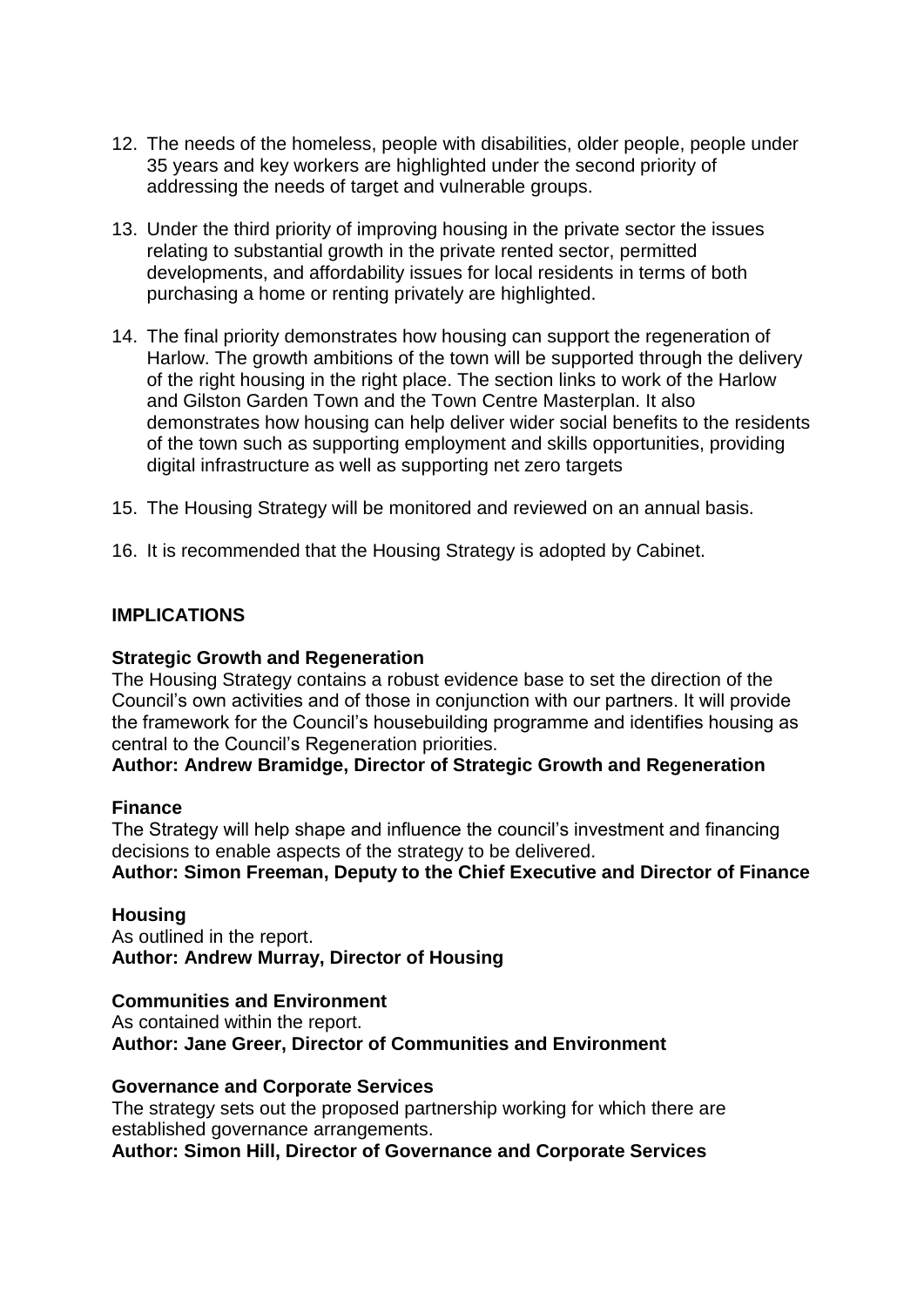12. The needs of the homeless, people with disabilities, older people, people under 35 years and key workers are highlighted under the second priority of addressing the needs of target and vulnerable groups.

13. Under the third priority of improving housing in the private sector the issues relating to substantial growth in the private rented sector, permitted developments, and affordability issues for local residents in terms of both purchasing a home or renting privately are highlighted.

14. The final priority demonstrates how housing can support the regeneration of Harlow. The growth ambitions of the town will be supported through the delivery of the right housing in the right place. The section links to work of the Harlow and Gilston Garden Town and the Town Centre Masterplan. It also demonstrates how housing can help deliver wider social benefits to the residents of the town such as supporting employment and skills opportunities, providing digital infrastructure as well as supporting net zero targets

15. The Housing Strategy will be monitored and reviewed on an annual basis.

16. It is recommended that the Housing Strategy is adopted by Cabinet.

## IMPLICATIONS

**Strategic Growth and Regeneration**

The Housing Strategy contains a robust evidence base to set the direction of the Council's own activities and of those in conjunction with our partners. It will provide the framework for the Council's housebuilding programme and identifies housing as central to the Council's Regeneration priorities.

**Author: Andrew Bramidge, Director of Strategic Growth and Regeneration**

**Finance**

The Strategy will help shape and influence the council's investment and financing decisions to enable aspects of the strategy to be delivered.

**Author: Simon Freeman, Deputy to the Chief Executive and Director of Finance**

**Housing**

As outlined in the report.

**Author: Andrew Murray, Director of Housing**

**Communities and Environment**

As contained within the report.

**Author: Jane Greer, Director of Communities and Environment**

**Governance and Corporate Services**

The strategy sets out the proposed partnership working for which there are established governance arrangements.

**Author: Simon Hill, Director of Governance and Corporate Services**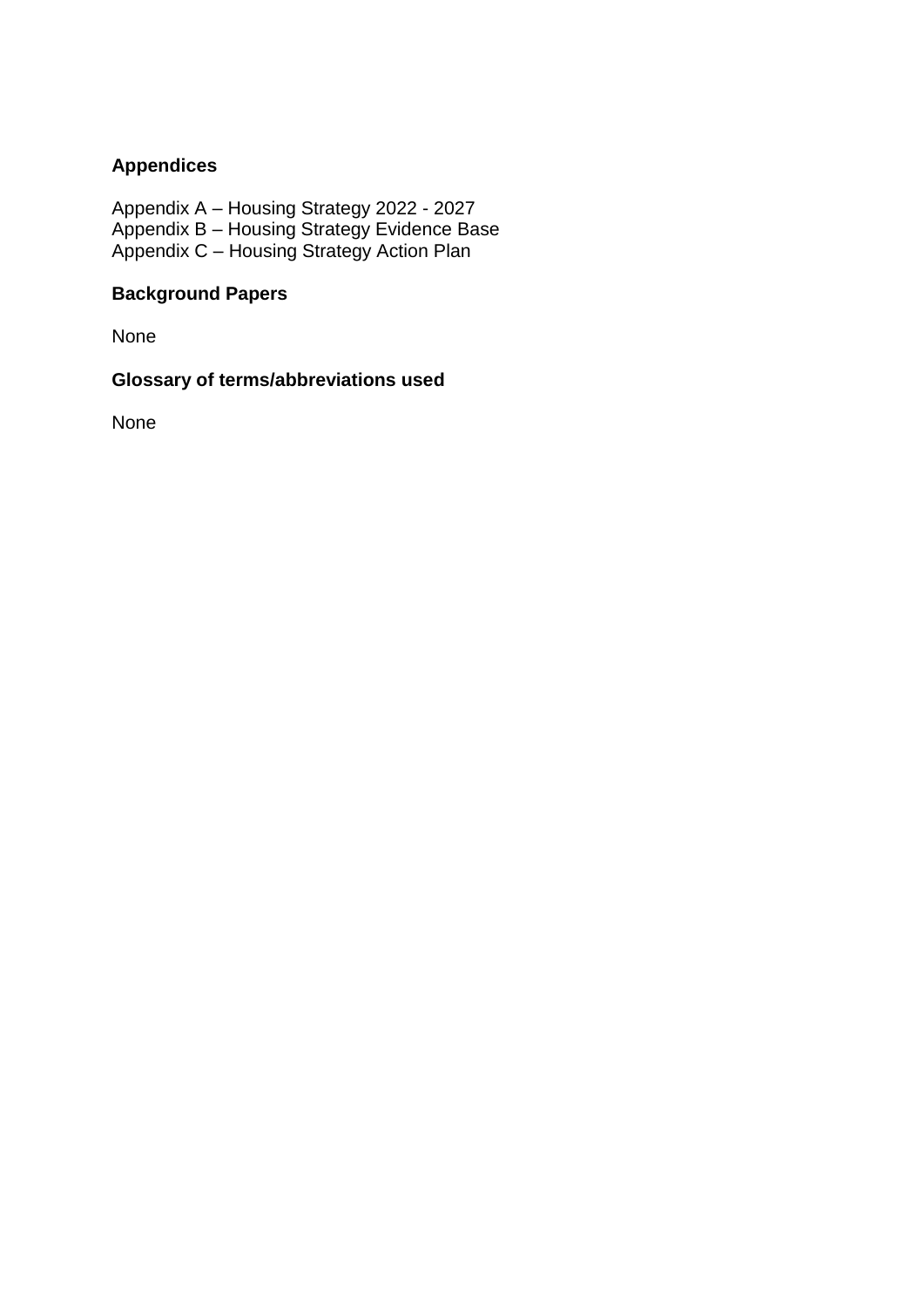**Appendices**

Appendix A – Housing Strategy 2022 - 2027
Appendix B – Housing Strategy Evidence Base
Appendix C – Housing Strategy Action Plan

**Background Papers**

None

**Glossary of terms/abbreviations used**

None